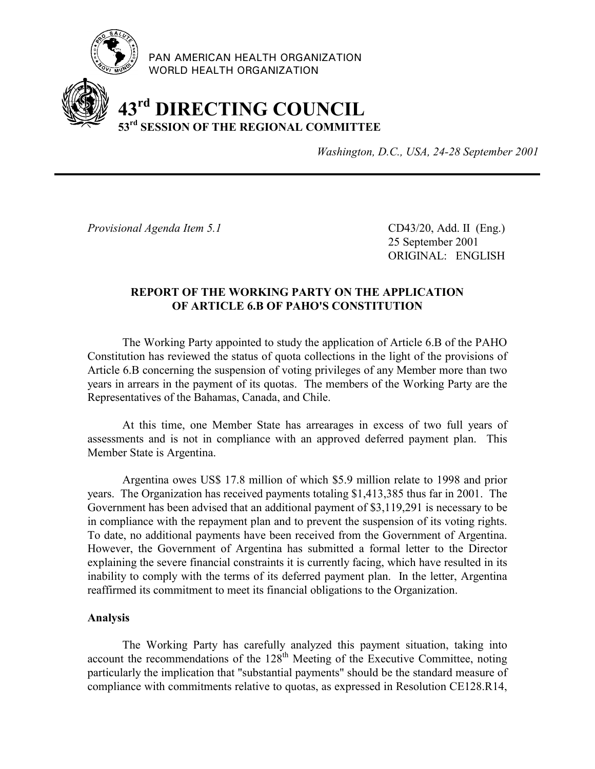PAN AMERICAN HEALTH ORGANIZATION
WORLD HEALTH ORGANIZATION

# 43rd DIRECTING COUNCIL
## 53rd SESSION OF THE REGIONAL COMMITTEE

*Washington, D.C., USA, 24-28 September 2001*

---

*Provisional Agenda Item 5.1*

CD43/20, Add. II (Eng.)
25 September 2001
ORIGINAL: ENGLISH

### REPORT OF THE WORKING PARTY ON THE APPLICATION OF ARTICLE 6.B OF PAHO'S CONSTITUTION

The Working Party appointed to study the application of Article 6.B of the PAHO Constitution has reviewed the status of quota collections in the light of the provisions of Article 6.B concerning the suspension of voting privileges of any Member more than two years in arrears in the payment of its quotas. The members of the Working Party are the Representatives of the Bahamas, Canada, and Chile.

At this time, one Member State has arrearages in excess of two full years of assessments and is not in compliance with an approved deferred payment plan. This Member State is Argentina.

Argentina owes US$ 17.8 million of which $5.9 million relate to 1998 and prior years. The Organization has received payments totaling $1,413,385 thus far in 2001. The Government has been advised that an additional payment of $3,119,291 is necessary to be in compliance with the repayment plan and to prevent the suspension of its voting rights. To date, no additional payments have been received from the Government of Argentina. However, the Government of Argentina has submitted a formal letter to the Director explaining the severe financial constraints it is currently facing, which have resulted in its inability to comply with the terms of its deferred payment plan. In the letter, Argentina reaffirmed its commitment to meet its financial obligations to the Organization.

**Analysis**

The Working Party has carefully analyzed this payment situation, taking into account the recommendations of the 128th Meeting of the Executive Committee, noting particularly the implication that "substantial payments" should be the standard measure of compliance with commitments relative to quotas, as expressed in Resolution CE128.R14,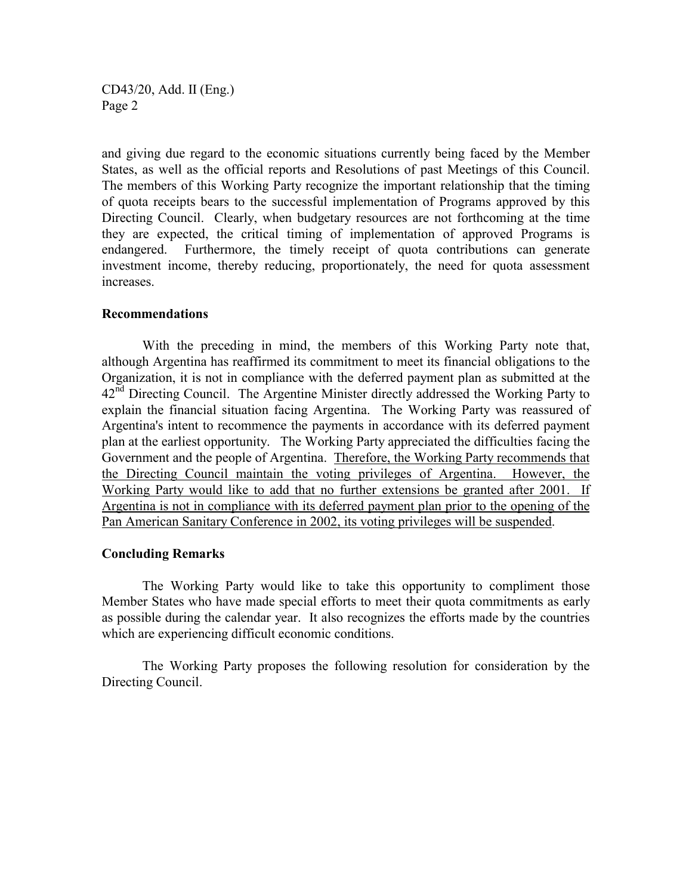and giving due regard to the economic situations currently being faced by the Member States, as well as the official reports and Resolutions of past Meetings of this Council. The members of this Working Party recognize the important relationship that the timing of quota receipts bears to the successful implementation of Programs approved by this Directing Council. Clearly, when budgetary resources are not forthcoming at the time they are expected, the critical timing of implementation of approved Programs is endangered. Furthermore, the timely receipt of quota contributions can generate investment income, thereby reducing, proportionately, the need for quota assessment increases.

**Recommendations**

With the preceding in mind, the members of this Working Party note that, although Argentina has reaffirmed its commitment to meet its financial obligations to the Organization, it is not in compliance with the deferred payment plan as submitted at the 42nd Directing Council. The Argentine Minister directly addressed the Working Party to explain the financial situation facing Argentina. The Working Party was reassured of Argentina's intent to recommence the payments in accordance with its deferred payment plan at the earliest opportunity. The Working Party appreciated the difficulties facing the Government and the people of Argentina. <u>Therefore, the Working Party recommends that the Directing Council maintain the voting privileges of Argentina. However, the Working Party would like to add that no further extensions be granted after 2001. If Argentina is not in compliance with its deferred payment plan prior to the opening of the Pan American Sanitary Conference in 2002, its voting privileges will be suspended</u>.

**Concluding Remarks**

The Working Party would like to take this opportunity to compliment those Member States who have made special efforts to meet their quota commitments as early as possible during the calendar year. It also recognizes the efforts made by the countries which are experiencing difficult economic conditions.

The Working Party proposes the following resolution for consideration by the Directing Council.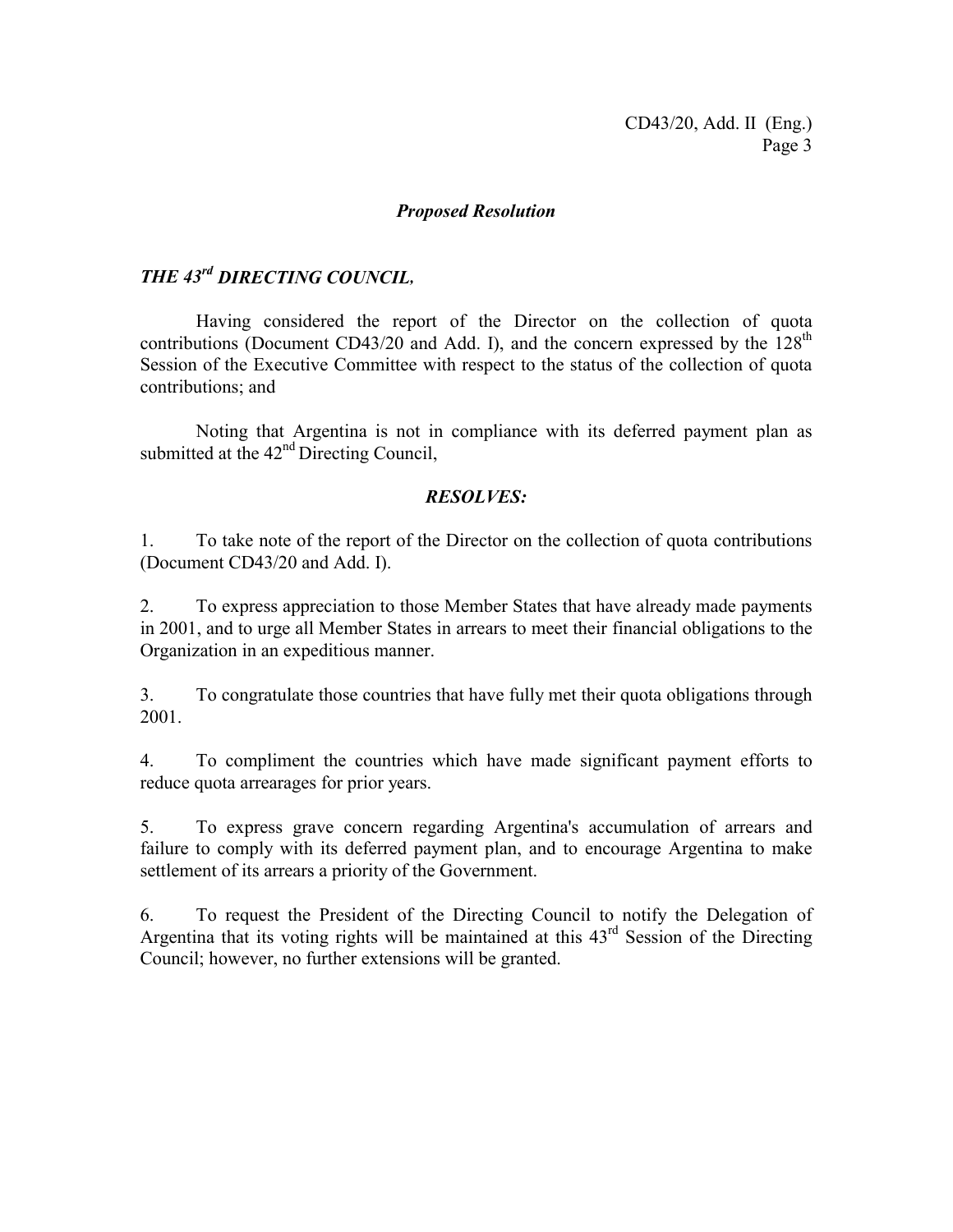*Proposed Resolution*

*THE 43rd DIRECTING COUNCIL,*

Having considered the report of the Director on the collection of quota contributions (Document CD43/20 and Add. I), and the concern expressed by the 128th Session of the Executive Committee with respect to the status of the collection of quota contributions; and

Noting that Argentina is not in compliance with its deferred payment plan as submitted at the 42nd Directing Council,

***RESOLVES:***

1. To take note of the report of the Director on the collection of quota contributions (Document CD43/20 and Add. I).

2. To express appreciation to those Member States that have already made payments in 2001, and to urge all Member States in arrears to meet their financial obligations to the Organization in an expeditious manner.

3. To congratulate those countries that have fully met their quota obligations through 2001.

4. To compliment the countries which have made significant payment efforts to reduce quota arrearages for prior years.

5. To express grave concern regarding Argentina's accumulation of arrears and failure to comply with its deferred payment plan, and to encourage Argentina to make settlement of its arrears a priority of the Government.

6. To request the President of the Directing Council to notify the Delegation of Argentina that its voting rights will be maintained at this 43rd Session of the Directing Council; however, no further extensions will be granted.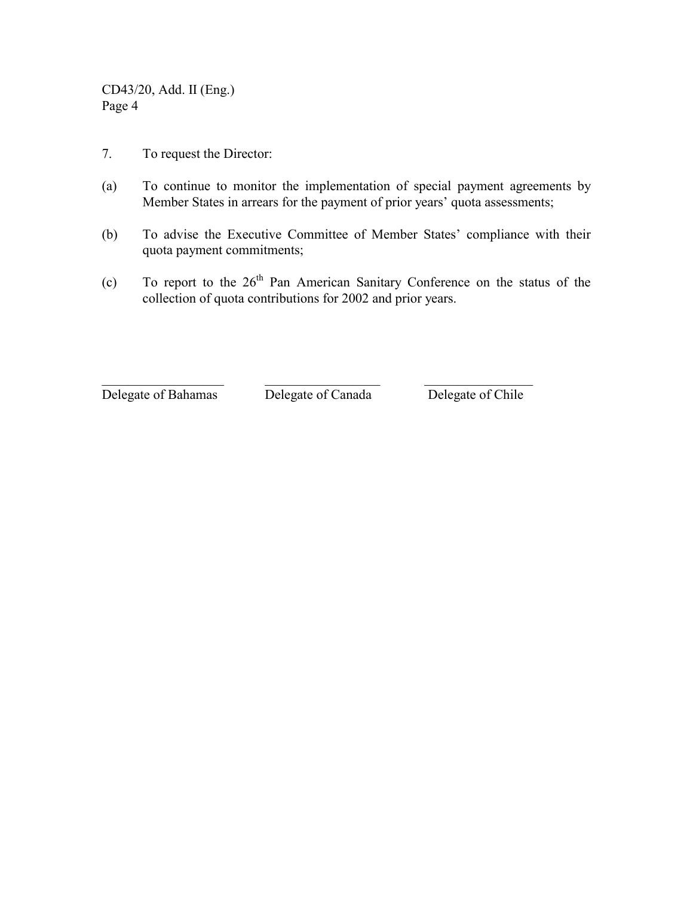7. To request the Director:

(a) To continue to monitor the implementation of special payment agreements by Member States in arrears for the payment of prior years' quota assessments;

(b) To advise the Executive Committee of Member States' compliance with their quota payment commitments;

(c) To report to the 26th Pan American Sanitary Conference on the status of the collection of quota contributions for 2002 and prior years.

| | | |
|---|---|---|
| \_\_\_\_\_\_\_\_\_\_\_\_\_\_\_\_\_\_\_ | \_\_\_\_\_\_\_\_\_\_\_\_\_\_\_\_\_\_\_ | \_\_\_\_\_\_\_\_\_\_\_\_\_\_\_\_\_\_\_ |
| Delegate of Bahamas | Delegate of Canada | Delegate of Chile |